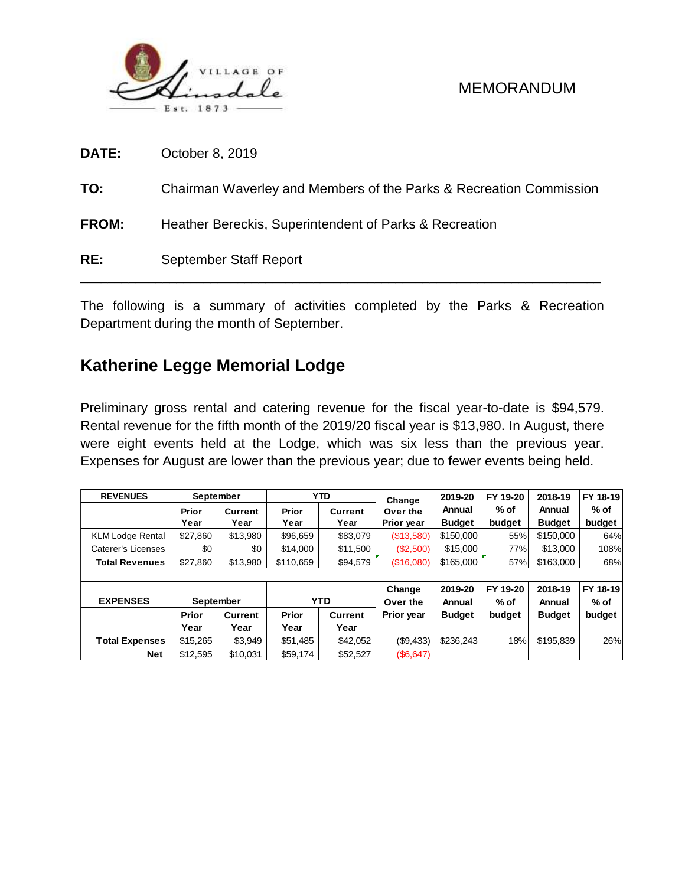VILLAGE OF Hinsdale Est. 1873

MEMORANDUM

**DATE:** October 8, 2019

**TO:** Chairman Waverley and Members of the Parks & Recreation Commission

**FROM:** Heather Bereckis, Superintendent of Parks & Recreation

**RE:** September Staff Report

---

The following is a summary of activities completed by the Parks & Recreation Department during the month of September.

## Katherine Legge Memorial Lodge

Preliminary gross rental and catering revenue for the fiscal year-to-date is $94,579. Rental revenue for the fifth month of the 2019/20 fiscal year is $13,980. In August, there were eight events held at the Lodge, which was six less than the previous year. Expenses for August are lower than the previous year; due to fewer events being held.

| REVENUES | September | | YTD | | Change Over the Prior year | 2019-20 Annual Budget | FY 19-20 % of budget | 2018-19 Annual Budget | FY 18-19 % of budget |
|---|---|---|---|---|---|---|---|---|---|
| | Prior Year | Current Year | Prior Year | Current Year | | | | | |
| KLM Lodge Rental | $27,860 | $13,980 | $96,659 | $83,079 | ($13,580) | $150,000 | 55% | $150,000 | 64% |
| Caterer's Licenses | $0 | $0 | $14,000 | $11,500 | ($2,500) | $15,000 | 77% | $13,000 | 108% |
| Total Revenues | $27,860 | $13,980 | $110,659 | $94,579 | ($16,080) | $165,000 | 57% | $163,000 | 68% |
| | | | | | | | | | |
| EXPENSES | September | | YTD | | Change Over the Prior year | 2019-20 Annual Budget | FY 19-20 % of budget | 2018-19 Annual Budget | FY 18-19 % of budget |
| | Prior Year | Current Year | Prior Year | Current Year | | | | | |
| Total Expenses | $15,265 | $3,949 | $51,485 | $42,052 | ($9,433) | $236,243 | 18% | $195,839 | 26% |
| Net | $12,595 | $10,031 | $59,174 | $52,527 | ($6,647) | | | | |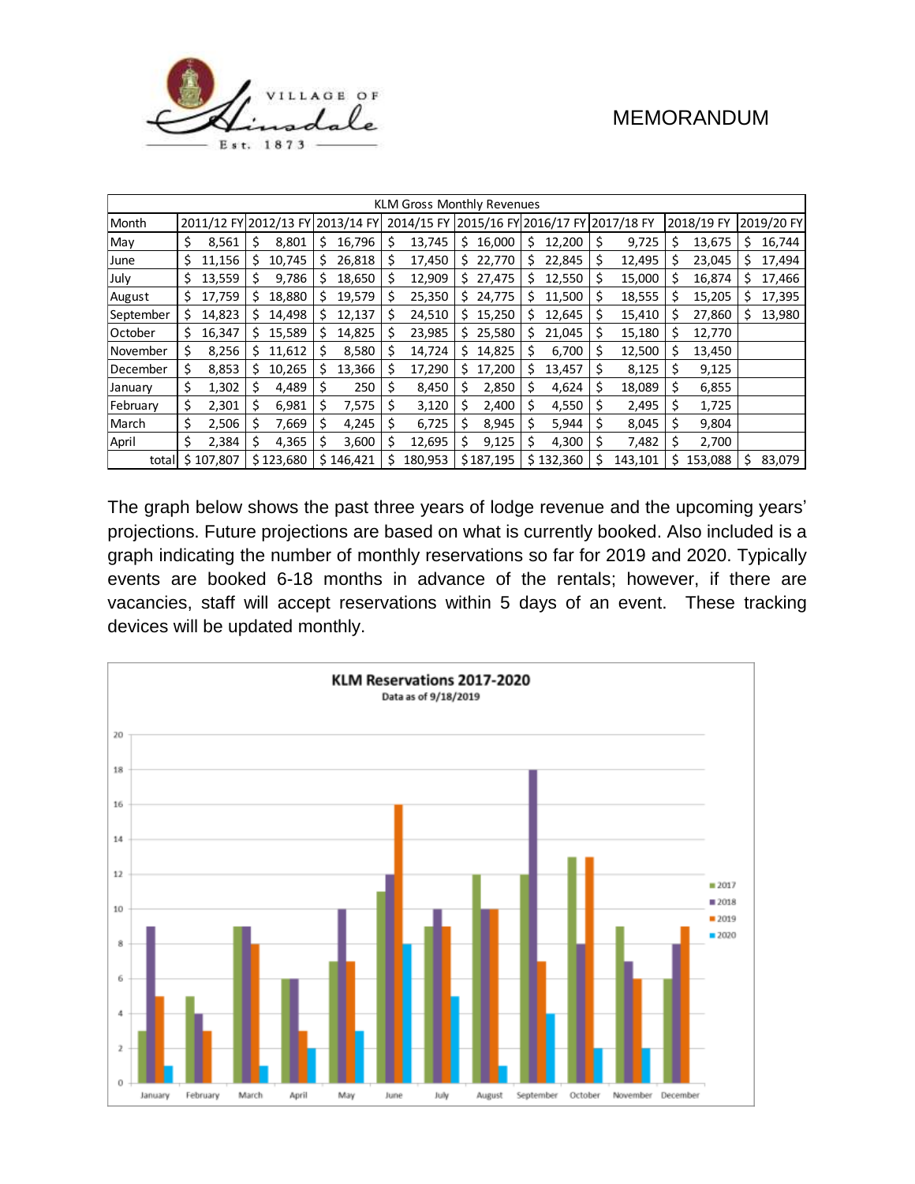VILLAGE OF Hinsdale Est. 1873

MEMORANDUM

| KLM Gross Monthly Revenues | | | | | | | | | |
|---|---|---|---|---|---|---|---|---|---|
| Month | 2011/12 FY | 2012/13 FY | 2013/14 FY | 2014/15 FY | 2015/16 FY | 2016/17 FY | 2017/18 FY | 2018/19 FY | 2019/20 FY |
| May | $ 8,561 | $ 8,801 | $ 16,796 | $ 13,745 | $ 16,000 | $ 12,200 | $ 9,725 | $ 13,675 | $ 16,744 |
| June | $ 11,156 | $ 10,745 | $ 26,818 | $ 17,450 | $ 22,770 | $ 22,845 | $ 12,495 | $ 23,045 | $ 17,494 |
| July | $ 13,559 | $ 9,786 | $ 18,650 | $ 12,909 | $ 27,475 | $ 12,550 | $ 15,000 | $ 16,874 | $ 17,466 |
| August | $ 17,759 | $ 18,880 | $ 19,579 | $ 25,350 | $ 24,775 | $ 11,500 | $ 18,555 | $ 15,205 | $ 17,395 |
| September | $ 14,823 | $ 14,498 | $ 12,137 | $ 24,510 | $ 15,250 | $ 12,645 | $ 15,410 | $ 27,860 | $ 13,980 |
| October | $ 16,347 | $ 15,589 | $ 14,825 | $ 23,985 | $ 25,580 | $ 21,045 | $ 15,180 | $ 12,770 | |
| November | $ 8,256 | $ 11,612 | $ 8,580 | $ 14,724 | $ 14,825 | $ 6,700 | $ 12,500 | $ 13,450 | |
| December | $ 8,853 | $ 10,265 | $ 13,366 | $ 17,290 | $ 17,200 | $ 13,457 | $ 8,125 | $ 9,125 | |
| January | $ 1,302 | $ 4,489 | $ 250 | $ 8,450 | $ 2,850 | $ 4,624 | $ 18,089 | $ 6,855 | |
| February | $ 2,301 | $ 6,981 | $ 7,575 | $ 3,120 | $ 2,400 | $ 4,550 | $ 2,495 | $ 1,725 | |
| March | $ 2,506 | $ 7,669 | $ 4,245 | $ 6,725 | $ 8,945 | $ 5,944 | $ 8,045 | $ 9,804 | |
| April | $ 2,384 | $ 4,365 | $ 3,600 | $ 12,695 | $ 9,125 | $ 4,300 | $ 7,482 | $ 2,700 | |
| total | $ 107,807 | $ 123,680 | $ 146,421 | $ 180,953 | $ 187,195 | $ 132,360 | $ 143,101 | $ 153,088 | $ 83,079 |

The graph below shows the past three years of lodge revenue and the upcoming years' projections. Future projections are based on what is currently booked. Also included is a graph indicating the number of monthly reservations so far for 2019 and 2020. Typically events are booked 6-18 months in advance of the rentals; however, if there are vacancies, staff will accept reservations within 5 days of an event. These tracking devices will be updated monthly.

**KLM Reservations 2017-2020**
Data as of 9/18/2019

| Month | 2017 | 2018 | 2019 | 2020 |
|---|---|---|---|---|
| January | 3 | 9 | 5 | 1 |
| February | 5 | 4 | 3 | |
| March | 9 | 9 | 8 | 1 |
| April | 6 | 6 | 3 | 2 |
| May | 7 | 10 | 7 | 3 |
| June | 11 | 12 | 16 | 8 |
| July | 9 | 10 | 9 | 5 |
| August | 12 | 10 | 10 | 1 |
| September | 12 | 18 | 7 | 4 |
| October | 13 | 8 | 13 | 2 |
| November | 9 | 7 | 6 | 2 |
| December | 6 | 8 | 9 | |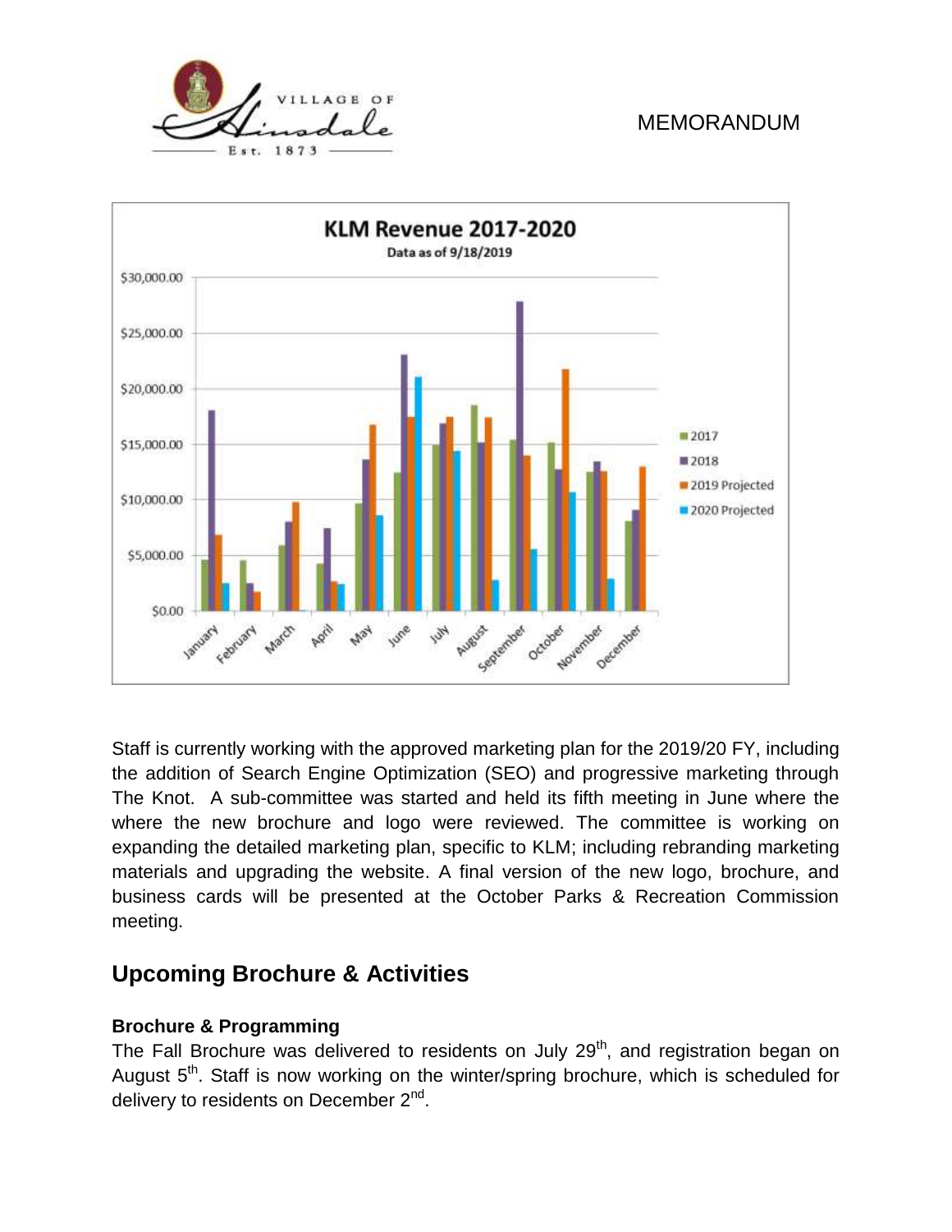Staff is currently working with the approved marketing plan for the 2019/20 FY, including the addition of Search Engine Optimization (SEO) and progressive marketing through The Knot. A sub-committee was started and held its fifth meeting in June where the where the new brochure and logo were reviewed. The committee is working on expanding the detailed marketing plan, specific to KLM; including rebranding marketing materials and upgrading the website. A final version of the new logo, brochure, and business cards will be presented at the October Parks & Recreation Commission meeting.

## Upcoming Brochure & Activities

### Brochure & Programming

The Fall Brochure was delivered to residents on July 29th, and registration began on August 5th. Staff is now working on the winter/spring brochure, which is scheduled for delivery to residents on December 2nd.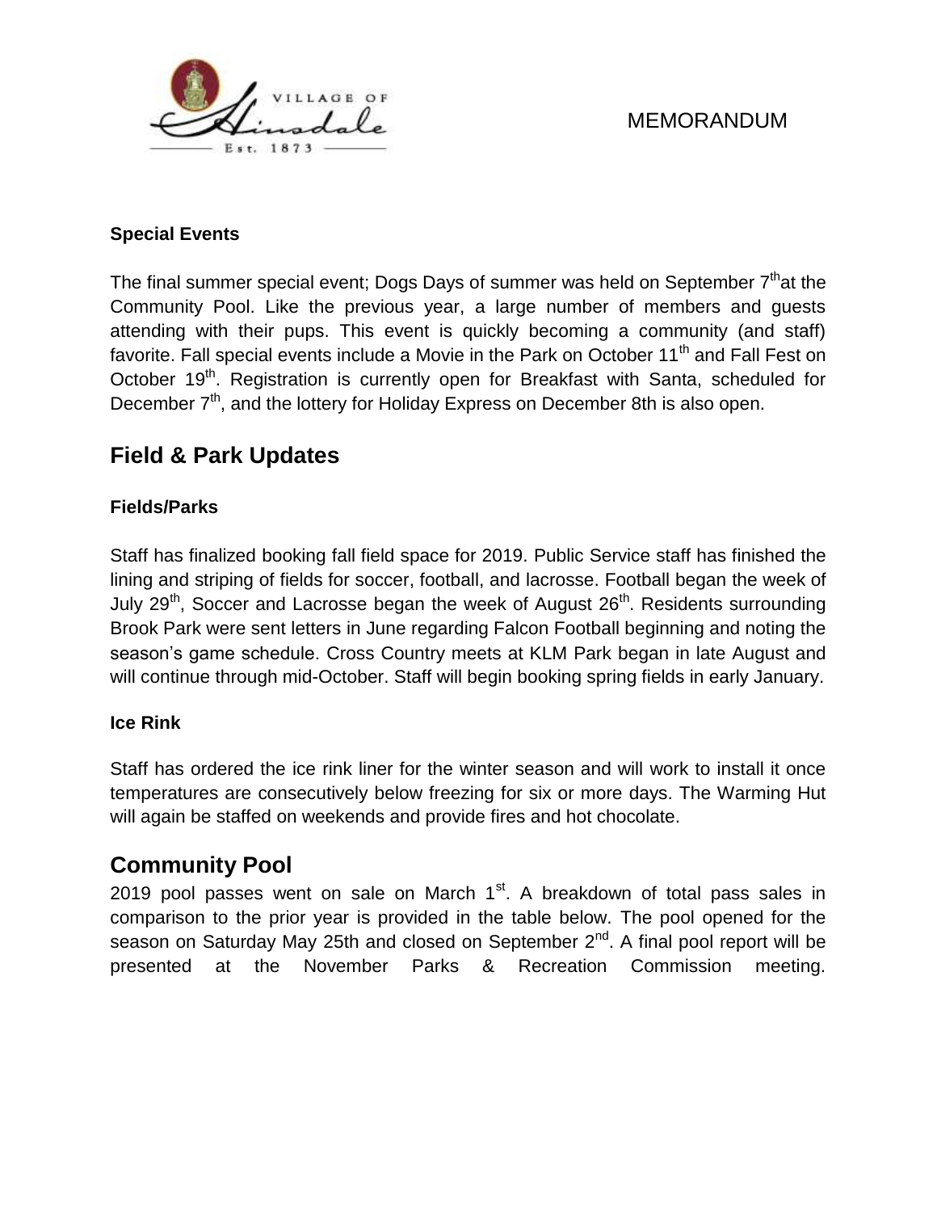MEMORANDUM

**Special Events**

The final summer special event; Dogs Days of summer was held on September 7th at the Community Pool. Like the previous year, a large number of members and guests attending with their pups. This event is quickly becoming a community (and staff) favorite. Fall special events include a Movie in the Park on October 11th and Fall Fest on October 19th. Registration is currently open for Breakfast with Santa, scheduled for December 7th, and the lottery for Holiday Express on December 8th is also open.

## Field & Park Updates

**Fields/Parks**

Staff has finalized booking fall field space for 2019. Public Service staff has finished the lining and striping of fields for soccer, football, and lacrosse. Football began the week of July 29th, Soccer and Lacrosse began the week of August 26th. Residents surrounding Brook Park were sent letters in June regarding Falcon Football beginning and noting the season's game schedule. Cross Country meets at KLM Park began in late August and will continue through mid-October. Staff will begin booking spring fields in early January.

**Ice Rink**

Staff has ordered the ice rink liner for the winter season and will work to install it once temperatures are consecutively below freezing for six or more days. The Warming Hut will again be staffed on weekends and provide fires and hot chocolate.

## Community Pool

2019 pool passes went on sale on March 1st. A breakdown of total pass sales in comparison to the prior year is provided in the table below. The pool opened for the season on Saturday May 25th and closed on September 2nd. A final pool report will be presented at the November Parks & Recreation Commission meeting.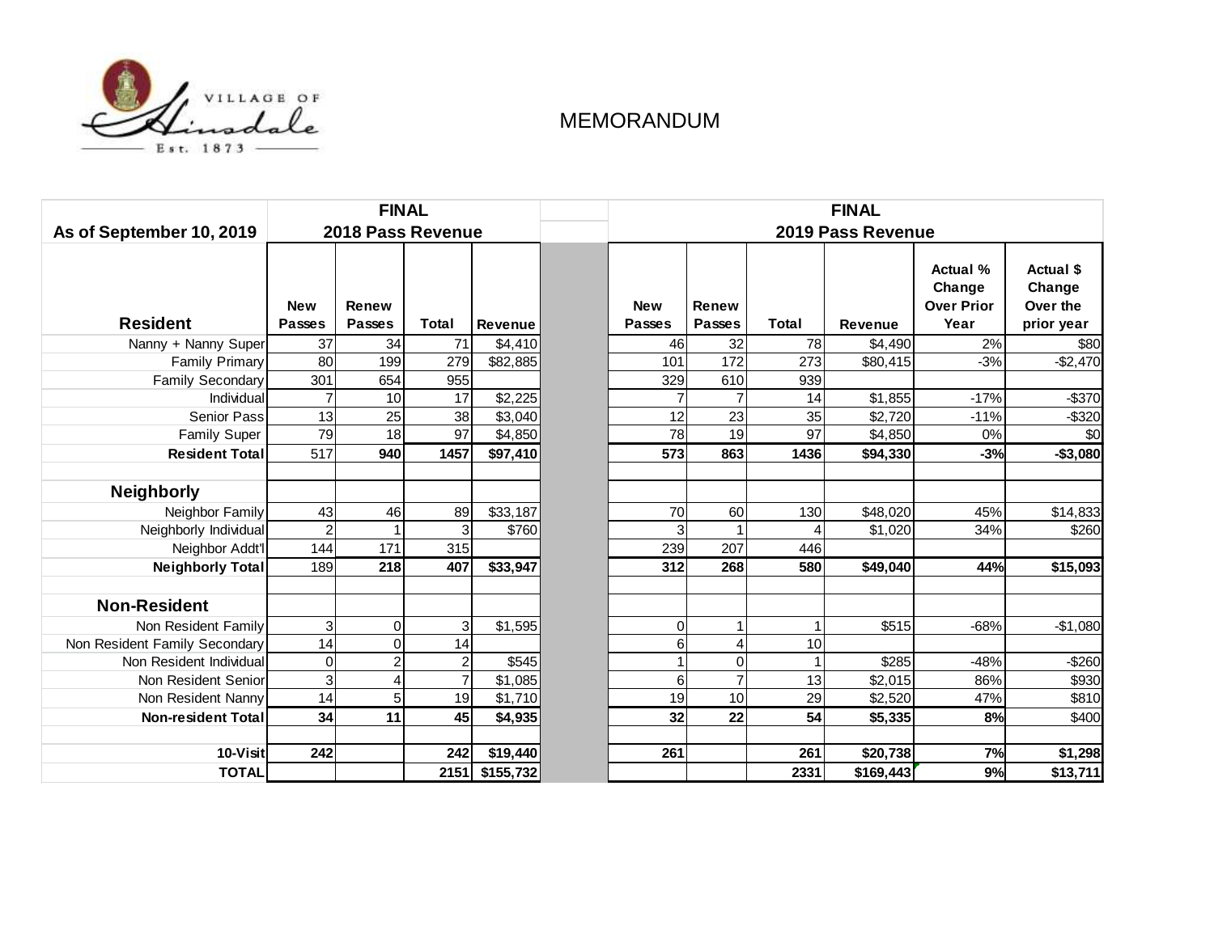VILLAGE OF Hinsdale Est. 1873

MEMORANDUM

| As of September 10, 2019 | FINAL 2018 Pass Revenue | | | | | FINAL 2019 Pass Revenue | | | | | |
|---|---|---|---|---|---|---|---|---|---|---|---|
| **Resident** | **New Passes** | **Renew Passes** | **Total** | **Revenue** | | **New Passes** | **Renew Passes** | **Total** | **Revenue** | **Actual % Change Over Prior Year** | **Actual $ Change Over the prior year** |
| Nanny + Nanny Super | 37 | 34 | 71 | $4,410 | | 46 | 32 | 78 | $4,490 | 2% | $80 |
| Family Primary | 80 | 199 | 279 | $82,885 | | 101 | 172 | 273 | $80,415 | -3% | -$2,470 |
| Family Secondary | 301 | 654 | 955 | | | 329 | 610 | 939 | | | |
| Individual | 7 | 10 | 17 | $2,225 | | 7 | 7 | 14 | $1,855 | -17% | -$370 |
| Senior Pass | 13 | 25 | 38 | $3,040 | | 12 | 23 | 35 | $2,720 | -11% | -$320 |
| Family Super | 79 | 18 | 97 | $4,850 | | 78 | 19 | 97 | $4,850 | 0% | $0 |
| **Resident Total** | 517 | **940** | **1457** | **$97,410** | | **573** | **863** | **1436** | **$94,330** | **-3%** | **-$3,080** |
| | | | | | | | | | | | |
| **Neighborly** | | | | | | | | | | | |
| Neighbor Family | 43 | 46 | 89 | $33,187 | | 70 | 60 | 130 | $48,020 | 45% | $14,833 |
| Neighborly Individual | 2 | 1 | 3 | $760 | | 3 | 1 | 4 | $1,020 | 34% | $260 |
| Neighbor Addt'l | 144 | 171 | 315 | | | 239 | 207 | 446 | | | |
| **Neighborly Total** | 189 | **218** | **407** | **$33,947** | | **312** | **268** | **580** | **$49,040** | **44%** | **$15,093** |
| | | | | | | | | | | | |
| **Non-Resident** | | | | | | | | | | | |
| Non Resident Family | 3 | 0 | 3 | $1,595 | | 0 | 1 | 1 | $515 | -68% | -$1,080 |
| Non Resident Family Secondary | 14 | 0 | 14 | | | 6 | 4 | 10 | | | |
| Non Resident Individual | 0 | 2 | 2 | $545 | | 1 | 0 | 1 | $285 | -48% | -$260 |
| Non Resident Senior | 3 | 4 | 7 | $1,085 | | 6 | 7 | 13 | $2,015 | 86% | $930 |
| Non Resident Nanny | 14 | 5 | 19 | $1,710 | | 19 | 10 | 29 | $2,520 | 47% | $810 |
| **Non-resident Total** | **34** | **11** | **45** | **$4,935** | | **32** | **22** | **54** | **$5,335** | **8%** | $400 |
| | | | | | | | | | | | |
| **10-Visit** | **242** | | **242** | **$19,440** | | **261** | | **261** | **$20,738** | **7%** | **$1,298** |
| **TOTAL** | | | **2151** | **$155,732** | | | | **2331** | **$169,443** | **9%** | **$13,711** |